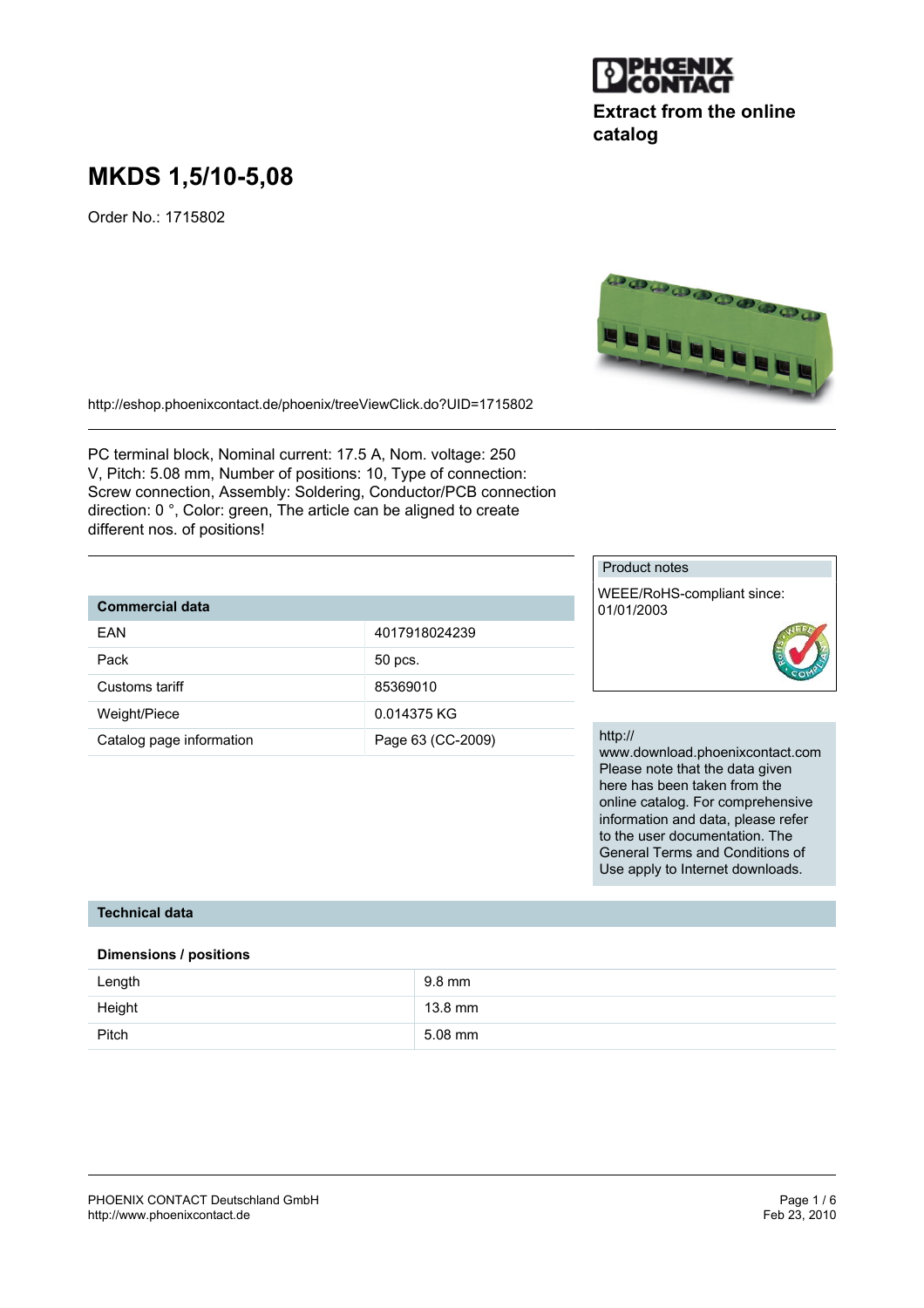PHOENIX CONTACT

**Extract from the online catalog**

# MKDS 1,5/10-5,08

Order No.: 1715802

http://eshop.phoenixcontact.de/phoenix/treeViewClick.do?UID=1715802

PC terminal block, Nominal current: 17.5 A, Nom. voltage: 250 V, Pitch: 5.08 mm, Number of positions: 10, Type of connection: Screw connection, Assembly: Soldering, Conductor/PCB connection direction: 0 °, Color: green, The article can be aligned to create different nos. of positions!

| Commercial data | |
|---|---|
| EAN | 4017918024239 |
| Pack | 50 pcs. |
| Customs tariff | 85369010 |
| Weight/Piece | 0.014375 KG |
| Catalog page information | Page 63 (CC-2009) |

**Product notes**

WEEE/RoHS-compliant since: 01/01/2003

http://www.download.phoenixcontact.com Please note that the data given here has been taken from the online catalog. For comprehensive information and data, please refer to the user documentation. The General Terms and Conditions of Use apply to Internet downloads.

## Technical data

### Dimensions / positions

| | |
|---|---|
| Length | 9.8 mm |
| Height | 13.8 mm |
| Pitch | 5.08 mm |

PHOENIX CONTACT Deutschland GmbH
http://www.phoenixcontact.de

Feb 23, 2010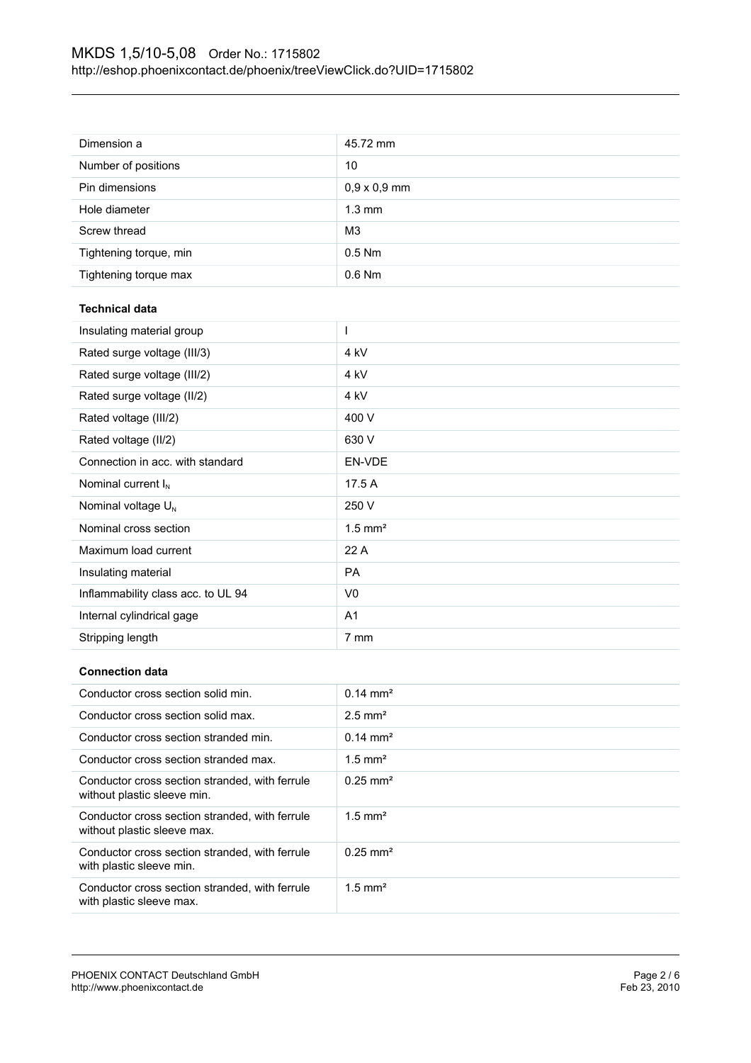| | |
|---|---|
| Dimension a | 45.72 mm |
| Number of positions | 10 |
| Pin dimensions | 0,9 x 0,9 mm |
| Hole diameter | 1.3 mm |
| Screw thread | M3 |
| Tightening torque, min | 0.5 Nm |
| Tightening torque max | 0.6 Nm |

**Technical data**

| | |
|---|---|
| Insulating material group | I |
| Rated surge voltage (III/3) | 4 kV |
| Rated surge voltage (III/2) | 4 kV |
| Rated surge voltage (II/2) | 4 kV |
| Rated voltage (III/2) | 400 V |
| Rated voltage (II/2) | 630 V |
| Connection in acc. with standard | EN-VDE |
| Nominal current $I_N$ | 17.5 A |
| Nominal voltage $U_N$ | 250 V |
| Nominal cross section | 1.5 mm² |
| Maximum load current | 22 A |
| Insulating material | PA |
| Inflammability class acc. to UL 94 | V0 |
| Internal cylindrical gage | A1 |
| Stripping length | 7 mm |

**Connection data**

| | |
|---|---|
| Conductor cross section solid min. | 0.14 mm² |
| Conductor cross section solid max. | 2.5 mm² |
| Conductor cross section stranded min. | 0.14 mm² |
| Conductor cross section stranded max. | 1.5 mm² |
| Conductor cross section stranded, with ferrule without plastic sleeve min. | 0.25 mm² |
| Conductor cross section stranded, with ferrule without plastic sleeve max. | 1.5 mm² |
| Conductor cross section stranded, with ferrule with plastic sleeve min. | 0.25 mm² |
| Conductor cross section stranded, with ferrule with plastic sleeve max. | 1.5 mm² |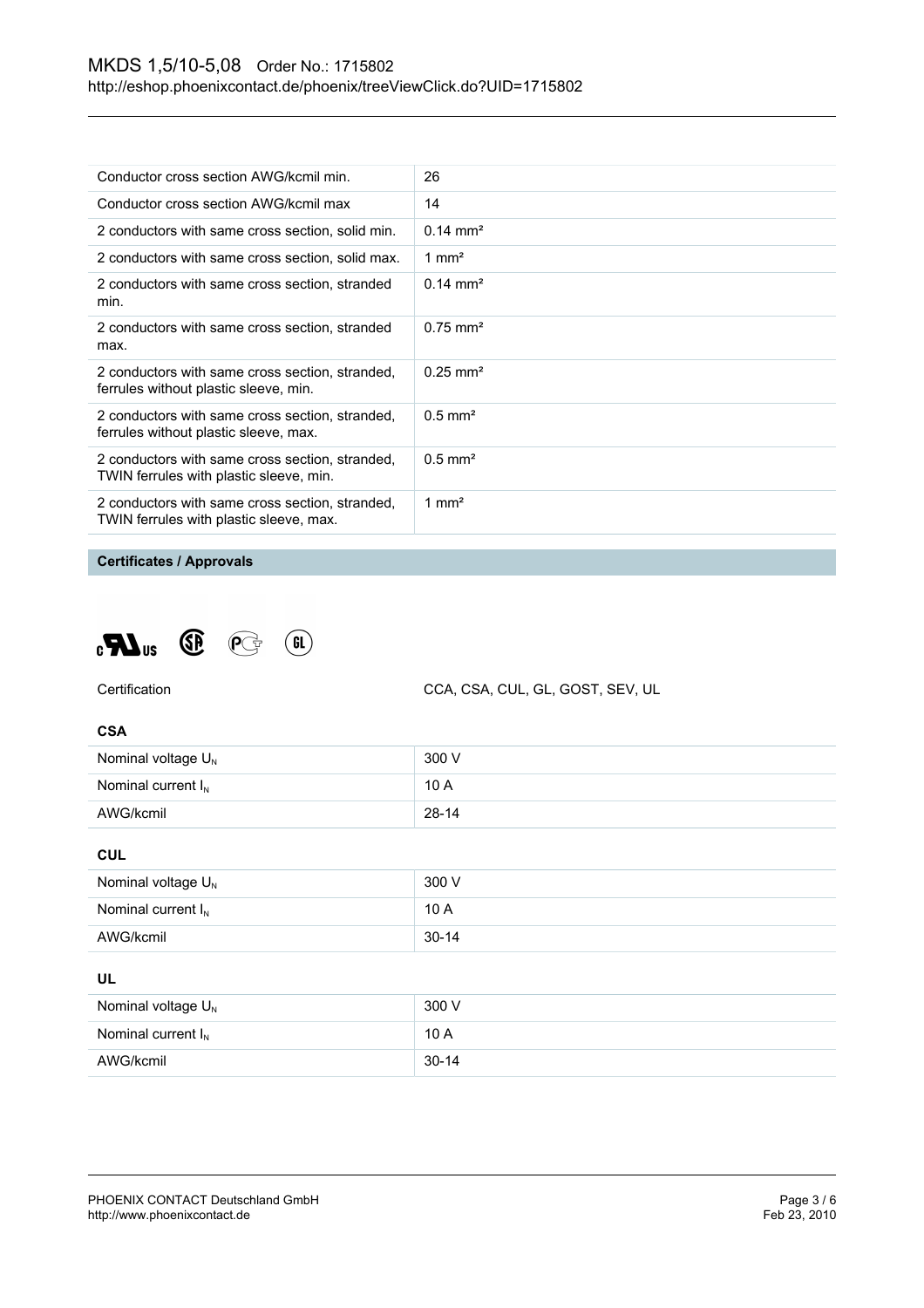| Conductor cross section AWG/kcmil min. | 26 |
|---|---|
| Conductor cross section AWG/kcmil max | 14 |
| 2 conductors with same cross section, solid min. | 0.14 mm² |
| 2 conductors with same cross section, solid max. | 1 mm² |
| 2 conductors with same cross section, stranded min. | 0.14 mm² |
| 2 conductors with same cross section, stranded max. | 0.75 mm² |
| 2 conductors with same cross section, stranded, ferrules without plastic sleeve, min. | 0.25 mm² |
| 2 conductors with same cross section, stranded, ferrules without plastic sleeve, max. | 0.5 mm² |
| 2 conductors with same cross section, stranded, TWIN ferrules with plastic sleeve, min. | 0.5 mm² |
| 2 conductors with same cross section, stranded, TWIN ferrules with plastic sleeve, max. | 1 mm² |

## Certificates / Approvals

Certification: CCA, CSA, CUL, GL, GOST, SEV, UL

### CSA

| Nominal voltage $U_N$ | 300 V |
|---|---|
| Nominal current $I_N$ | 10 A |
| AWG/kcmil | 28-14 |

### CUL

| Nominal voltage $U_N$ | 300 V |
|---|---|
| Nominal current $I_N$ | 10 A |
| AWG/kcmil | 30-14 |

### UL

| Nominal voltage $U_N$ | 300 V |
|---|---|
| Nominal current $I_N$ | 10 A |
| AWG/kcmil | 30-14 |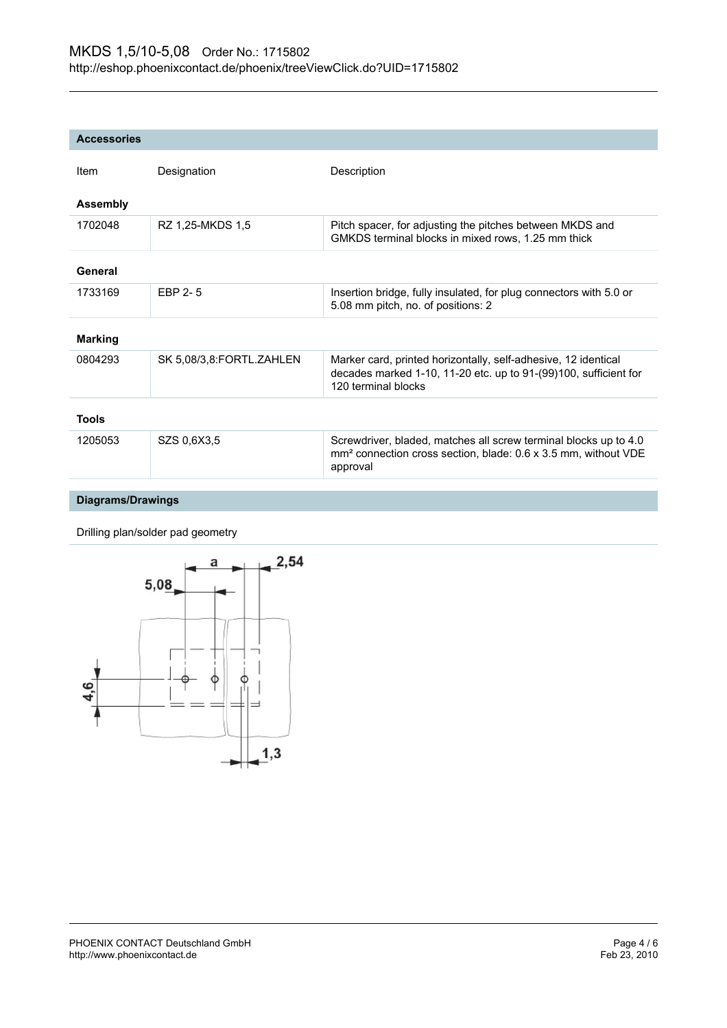## Accessories

| Item | Designation | Description |
|---|---|---|
| **Assembly** | | |
| 1702048 | RZ 1,25-MKDS 1,5 | Pitch spacer, for adjusting the pitches between MKDS and GMKDS terminal blocks in mixed rows, 1.25 mm thick |
| **General** | | |
| 1733169 | EBP 2- 5 | Insertion bridge, fully insulated, for plug connectors with 5.0 or 5.08 mm pitch, no. of positions: 2 |
| **Marking** | | |
| 0804293 | SK 5,08/3,8:FORTL.ZAHLEN | Marker card, printed horizontally, self-adhesive, 12 identical decades marked 1-10, 11-20 etc. up to 91-(99)100, sufficient for 120 terminal blocks |
| **Tools** | | |
| 1205053 | SZS 0,6X3,5 | Screwdriver, bladed, matches all screw terminal blocks up to 4.0 mm² connection cross section, blade: 0.6 x 3.5 mm, without VDE approval |

## Diagrams/Drawings

Drilling plan/solder pad geometry

a
2,54
5,08
4,6
1,3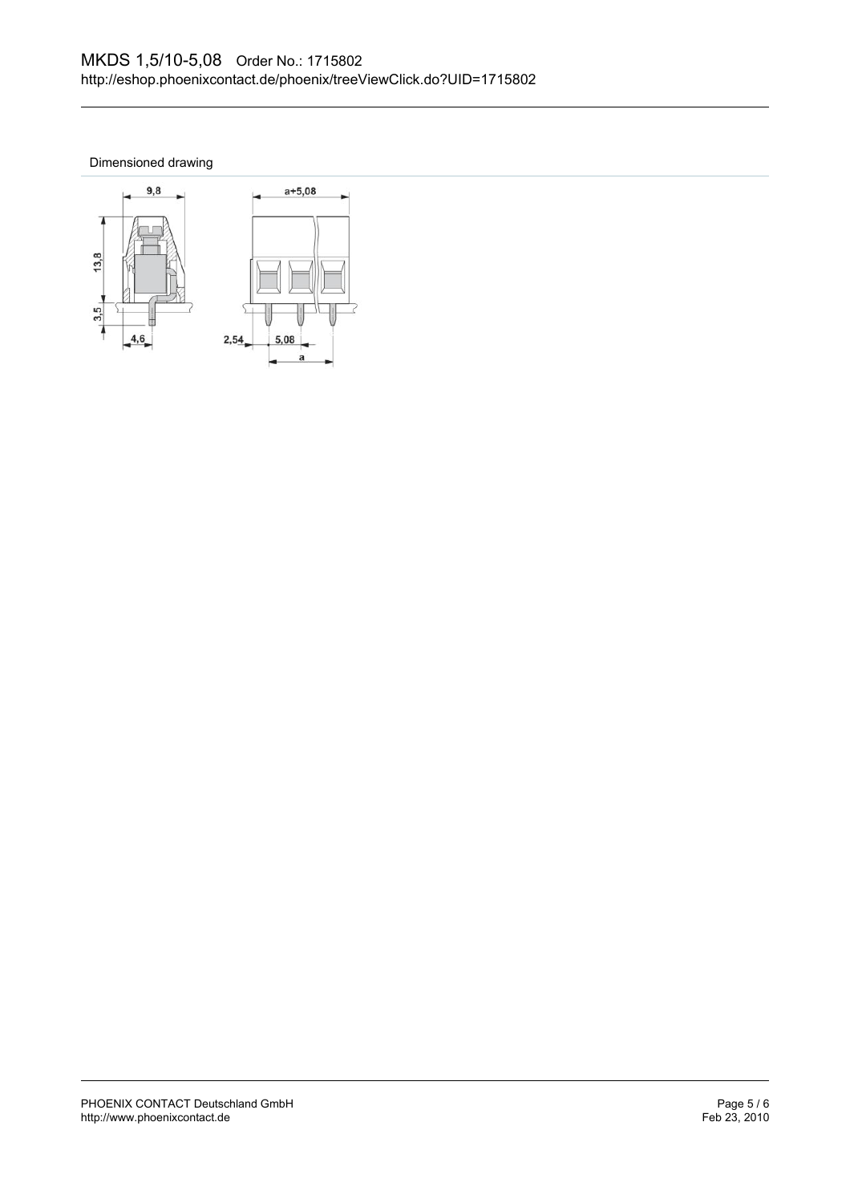Dimensioned drawing

9,8

a+5,08

13,8

3,5

4,6

2,54

5,08

a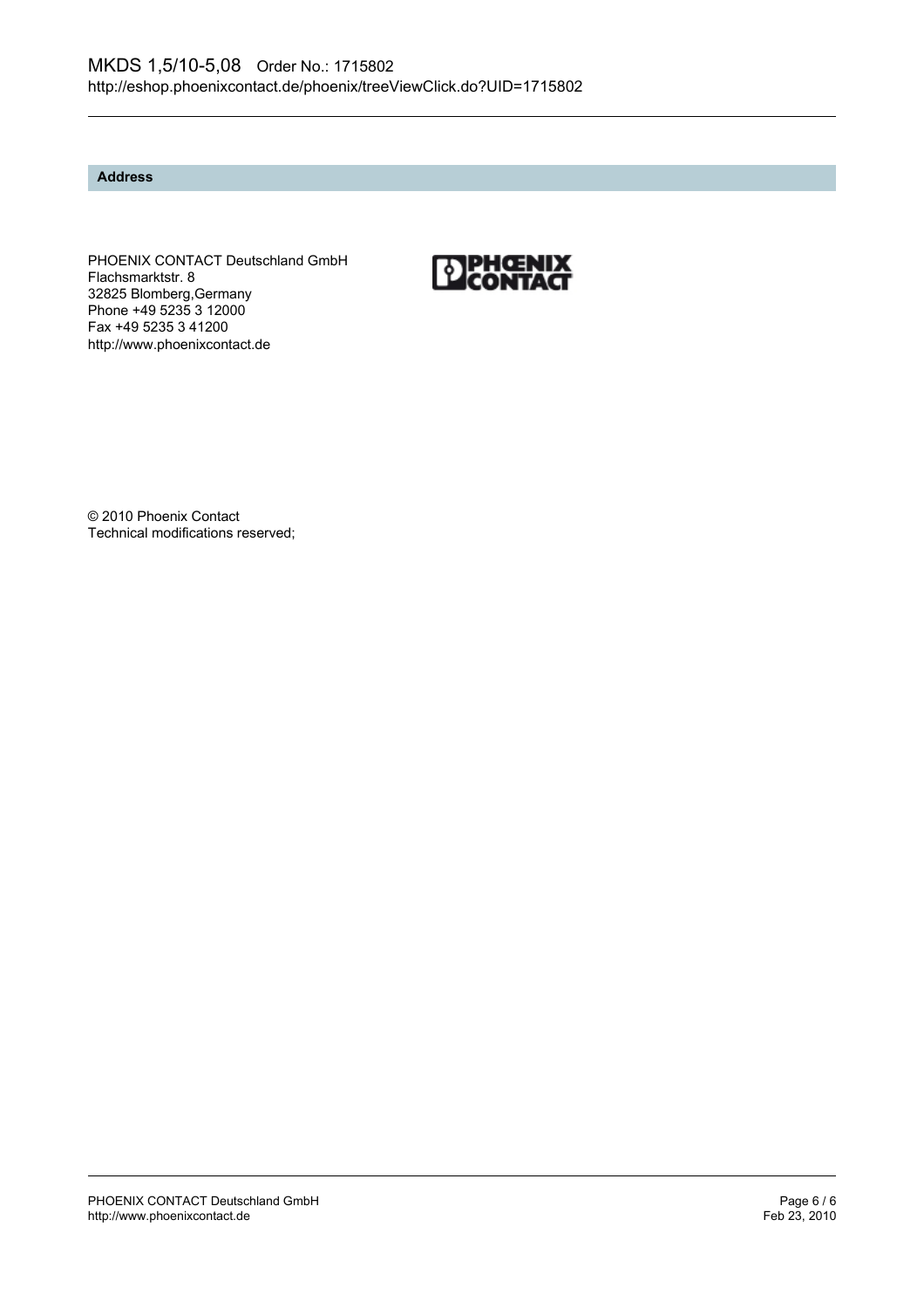## Address

PHOENIX CONTACT Deutschland GmbH
Flachsmarktstr. 8
32825 Blomberg,Germany
Phone +49 5235 3 12000
Fax +49 5235 3 41200
http://www.phoenixcontact.de

© 2010 Phoenix Contact
Technical modifications reserved;